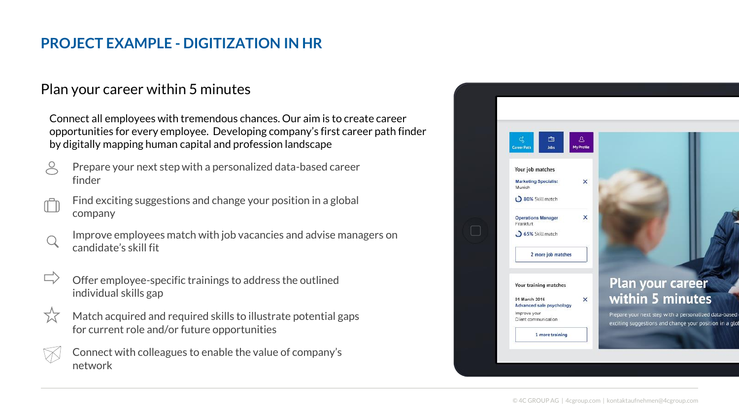# PROJECT EXAMPLE - DIGITIZATION IN HR

## Plan your career within 5 minutes

Connect all employees with tremendous chances. Our aim is to create career opportunities for every employee. Developing company's first career path finder by digitally mapping human capital and profession landscape

- Prepare your next step with a personalized data-based career finder
- Find exciting suggestions and change your position in a global company
- Improve employees match with job vacancies and advise managers on candidate's skill fit
- Offer employee-specific trainings to address the outlined individual skills gap
- Match acquired and required skills to illustrate potential gaps for current role and/or future opportunities
- Connect with colleagues to enable the value of company's network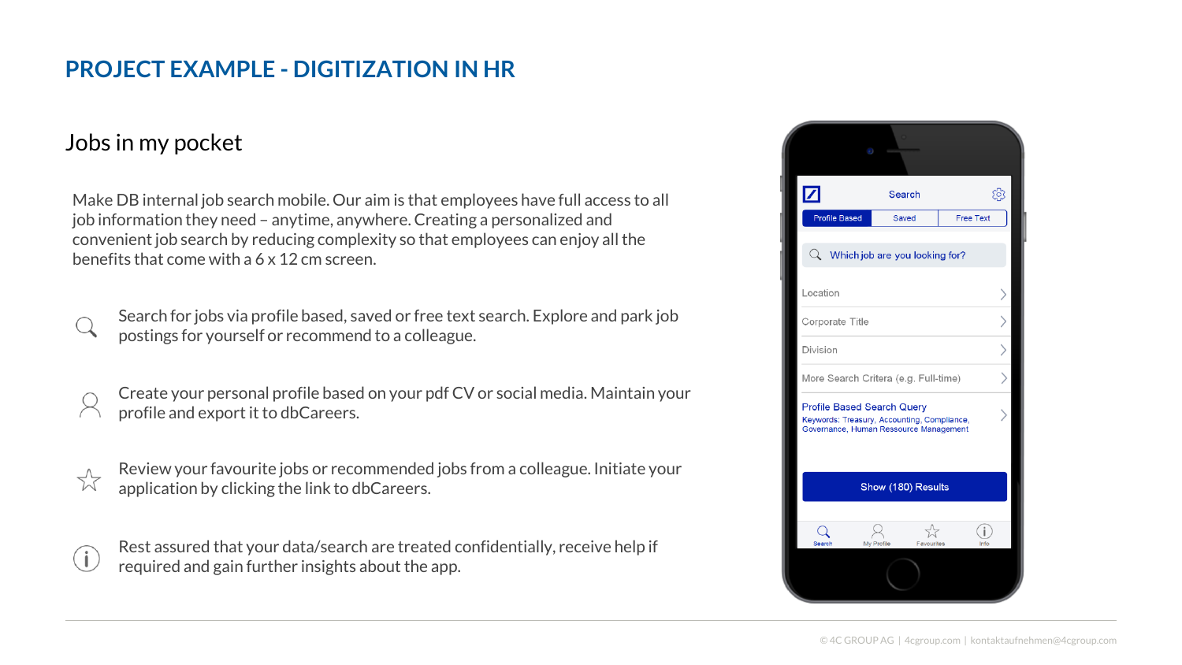# PROJECT EXAMPLE - DIGITIZATION IN HR

## Jobs in my pocket

Make DB internal job search mobile. Our aim is that employees have full access to all job information they need – anytime, anywhere. Creating a personalized and convenient job search by reducing complexity so that employees can enjoy all the benefits that come with a 6 x 12 cm screen.

- Search for jobs via profile based, saved or free text search. Explore and park job postings for yourself or recommend to a colleague.
- Create your personal profile based on your pdf CV or social media. Maintain your profile and export it to dbCareers.
- Review your favourite jobs or recommended jobs from a colleague. Initiate your application by clicking the link to dbCareers.
- Rest assured that your data/search are treated confidentially, receive help if required and gain further insights about the app.

Search

Profile Based | Saved | Free Text

Which job are you looking for?

Location

Corporate Title

Division

More Search Critera (e.g. Full-time)

Profile Based Search Query

Keywords: Treasury, Accounting, Compliance, Governance, Human Ressource Management

Show (180) Results

Search | My Profile | Favourites | Info